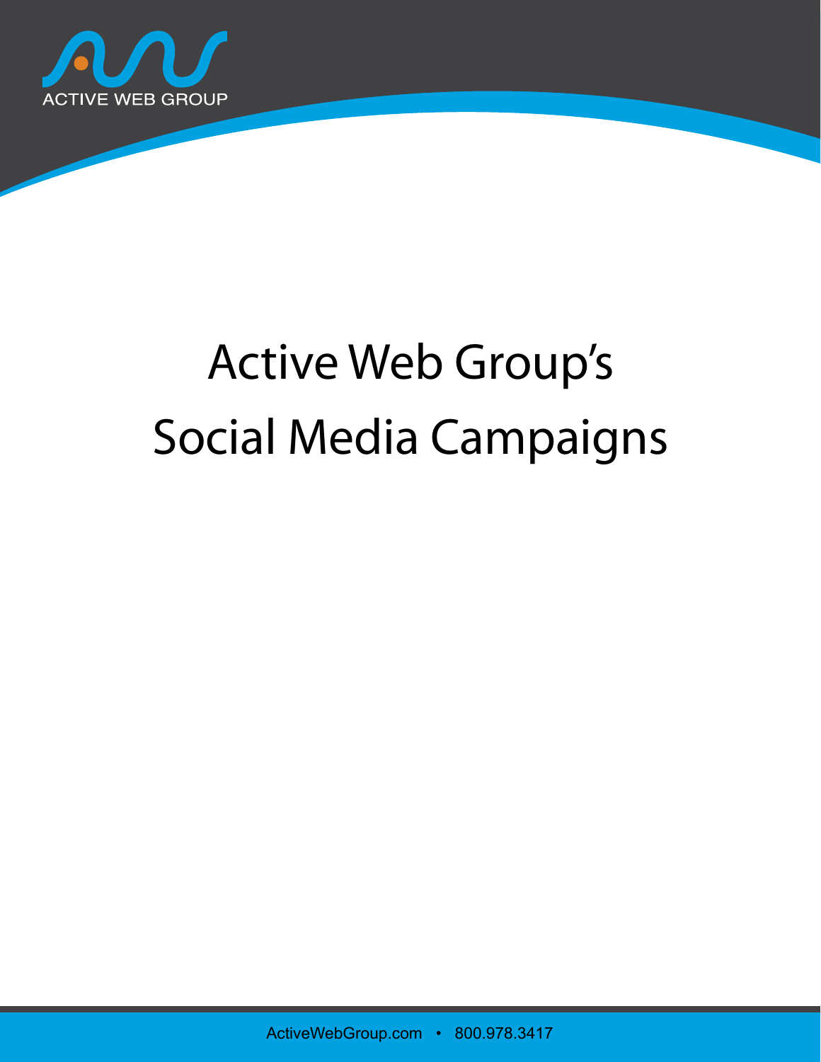ACTIVE WEB GROUP

# Active Web Group's Social Media Campaigns

ActiveWebGroup.com • 800.978.3417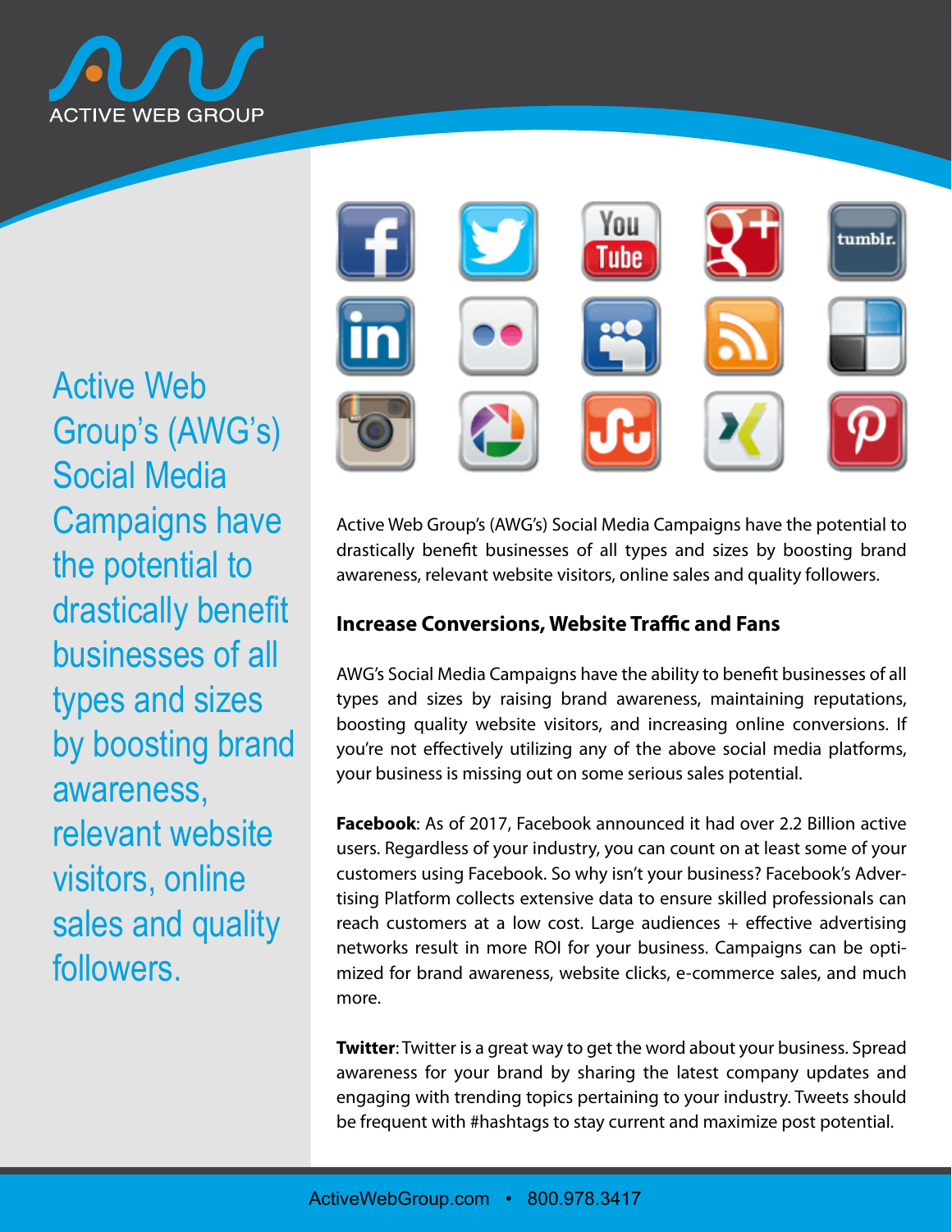Active Web Group's (AWG's) Social Media Campaigns have the potential to drastically benefit businesses of all types and sizes by boosting brand awareness, relevant website visitors, online sales and quality followers.

Active Web Group's (AWG's) Social Media Campaigns have the potential to drastically benefit businesses of all types and sizes by boosting brand awareness, relevant website visitors, online sales and quality followers.

## Increase Conversions, Website Traffic and Fans

AWG's Social Media Campaigns have the ability to benefit businesses of all types and sizes by raising brand awareness, maintaining reputations, boosting quality website visitors, and increasing online conversions. If you're not effectively utilizing any of the above social media platforms, your business is missing out on some serious sales potential.

**Facebook**: As of 2017, Facebook announced it had over 2.2 Billion active users. Regardless of your industry, you can count on at least some of your customers using Facebook. So why isn't your business? Facebook's Advertising Platform collects extensive data to ensure skilled professionals can reach customers at a low cost. Large audiences + effective advertising networks result in more ROI for your business. Campaigns can be optimized for brand awareness, website clicks, e-commerce sales, and much more.

**Twitter**: Twitter is a great way to get the word about your business. Spread awareness for your brand by sharing the latest company updates and engaging with trending topics pertaining to your industry. Tweets should be frequent with #hashtags to stay current and maximize post potential.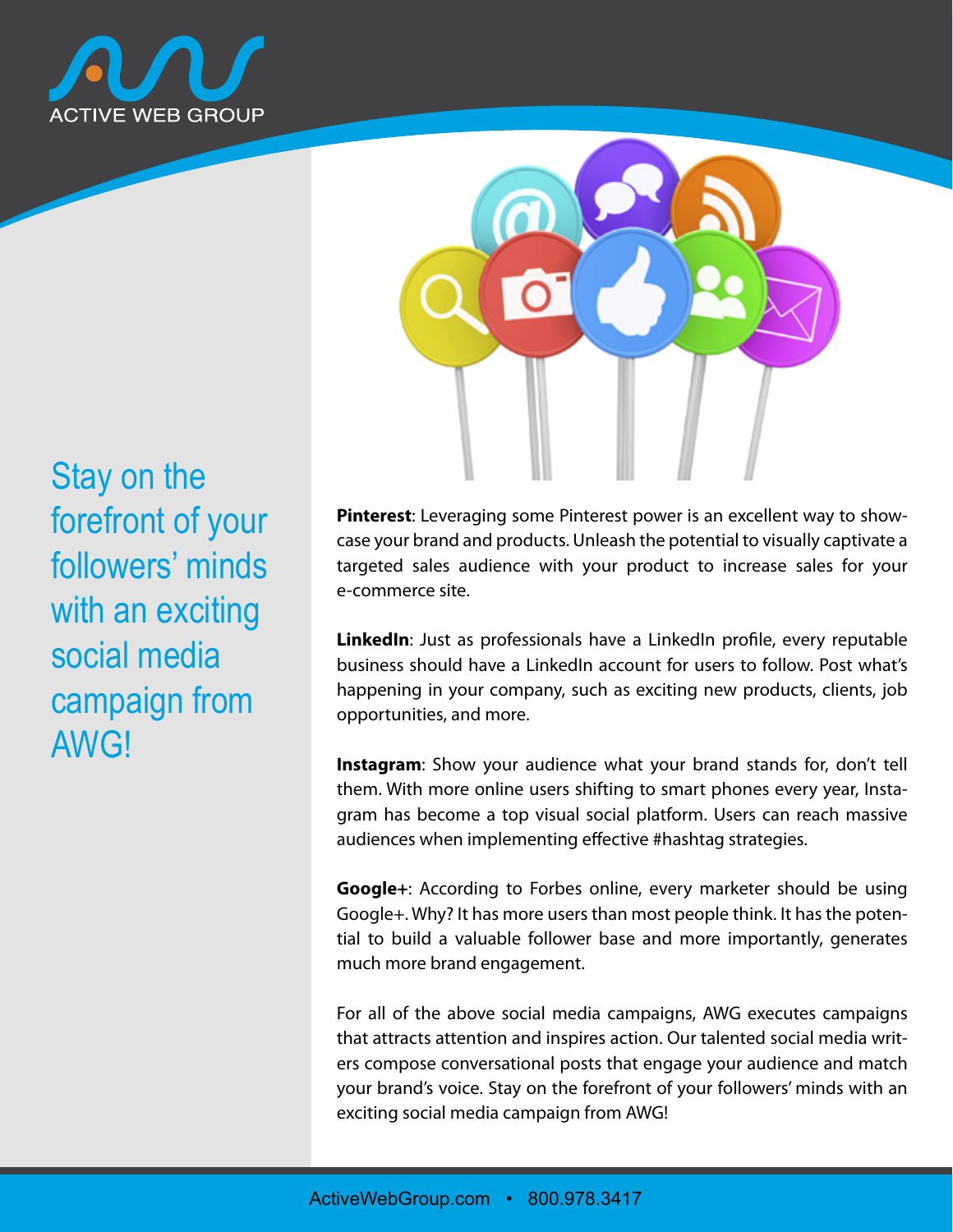ACTIVE WEB GROUP

Stay on the forefront of your followers' minds with an exciting social media campaign from AWG!

**Pinterest**: Leveraging some Pinterest power is an excellent way to showcase your brand and products. Unleash the potential to visually captivate a targeted sales audience with your product to increase sales for your e-commerce site.

**LinkedIn**: Just as professionals have a LinkedIn profile, every reputable business should have a LinkedIn account for users to follow. Post what's happening in your company, such as exciting new products, clients, job opportunities, and more.

**Instagram**: Show your audience what your brand stands for, don't tell them. With more online users shifting to smart phones every year, Instagram has become a top visual social platform. Users can reach massive audiences when implementing effective #hashtag strategies.

**Google+**: According to Forbes online, every marketer should be using Google+. Why? It has more users than most people think. It has the potential to build a valuable follower base and more importantly, generates much more brand engagement.

For all of the above social media campaigns, AWG executes campaigns that attracts attention and inspires action. Our talented social media writers compose conversational posts that engage your audience and match your brand's voice. Stay on the forefront of your followers' minds with an exciting social media campaign from AWG!

ActiveWebGroup.com • 800.978.3417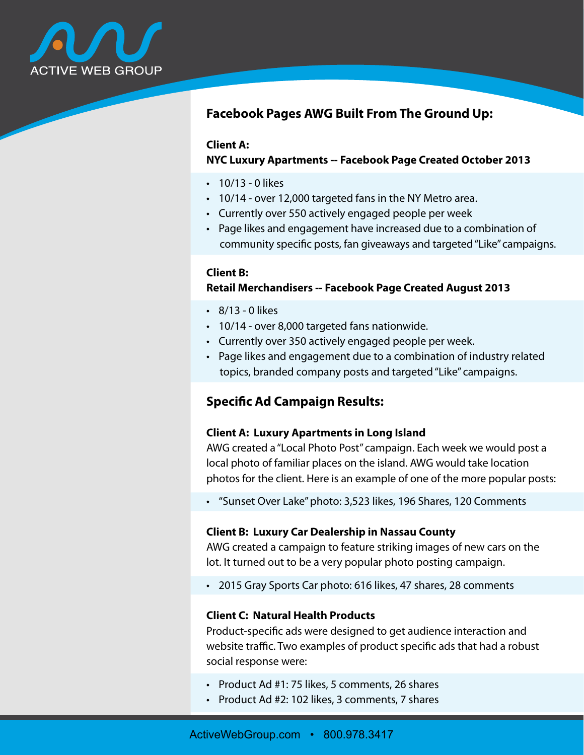## Facebook Pages AWG Built From The Ground Up:

**Client A:**
**NYC Luxury Apartments -- Facebook Page Created October 2013**

- 10/13 - 0 likes
- 10/14 - over 12,000 targeted fans in the NY Metro area.
- Currently over 550 actively engaged people per week
- Page likes and engagement have increased due to a combination of community specific posts, fan giveaways and targeted "Like" campaigns.

**Client B:**
**Retail Merchandisers -- Facebook Page Created August 2013**

- 8/13 - 0 likes
- 10/14 - over 8,000 targeted fans nationwide.
- Currently over 350 actively engaged people per week.
- Page likes and engagement due to a combination of industry related topics, branded company posts and targeted "Like" campaigns.

## Specific Ad Campaign Results:

**Client A: Luxury Apartments in Long Island**
AWG created a "Local Photo Post" campaign. Each week we would post a local photo of familiar places on the island. AWG would take location photos for the client. Here is an example of one of the more popular posts:

- "Sunset Over Lake" photo: 3,523 likes, 196 Shares, 120 Comments

**Client B: Luxury Car Dealership in Nassau County**
AWG created a campaign to feature striking images of new cars on the lot. It turned out to be a very popular photo posting campaign.

- 2015 Gray Sports Car photo: 616 likes, 47 shares, 28 comments

**Client C: Natural Health Products**
Product-specific ads were designed to get audience interaction and website traffic. Two examples of product specific ads that had a robust social response were:

- Product Ad #1: 75 likes, 5 comments, 26 shares
- Product Ad #2: 102 likes, 3 comments, 7 shares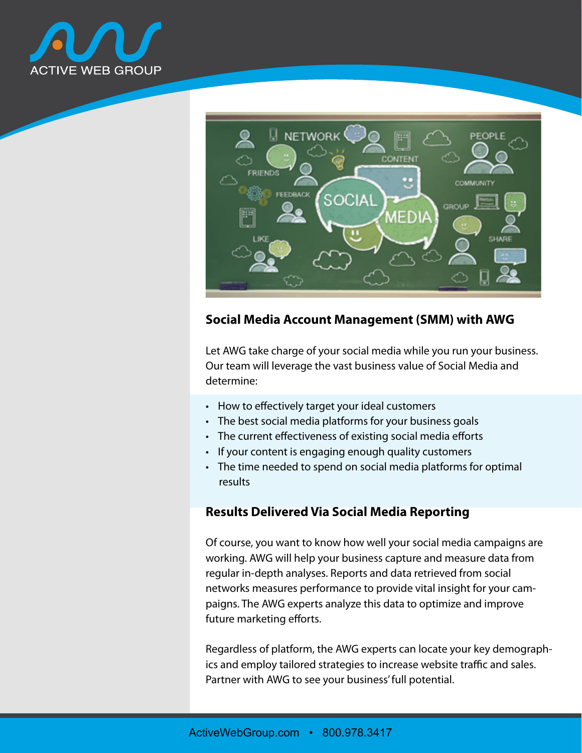## Social Media Account Management (SMM) with AWG

Let AWG take charge of your social media while you run your business. Our team will leverage the vast business value of Social Media and determine:

- How to effectively target your ideal customers
- The best social media platforms for your business goals
- The current effectiveness of existing social media efforts
- If your content is engaging enough quality customers
- The time needed to spend on social media platforms for optimal results

## Results Delivered Via Social Media Reporting

Of course, you want to know how well your social media campaigns are working. AWG will help your business capture and measure data from regular in-depth analyses. Reports and data retrieved from social networks measures performance to provide vital insight for your campaigns. The AWG experts analyze this data to optimize and improve future marketing efforts.

Regardless of platform, the AWG experts can locate your key demographics and employ tailored strategies to increase website traffic and sales. Partner with AWG to see your business' full potential.

ActiveWebGroup.com • 800.978.3417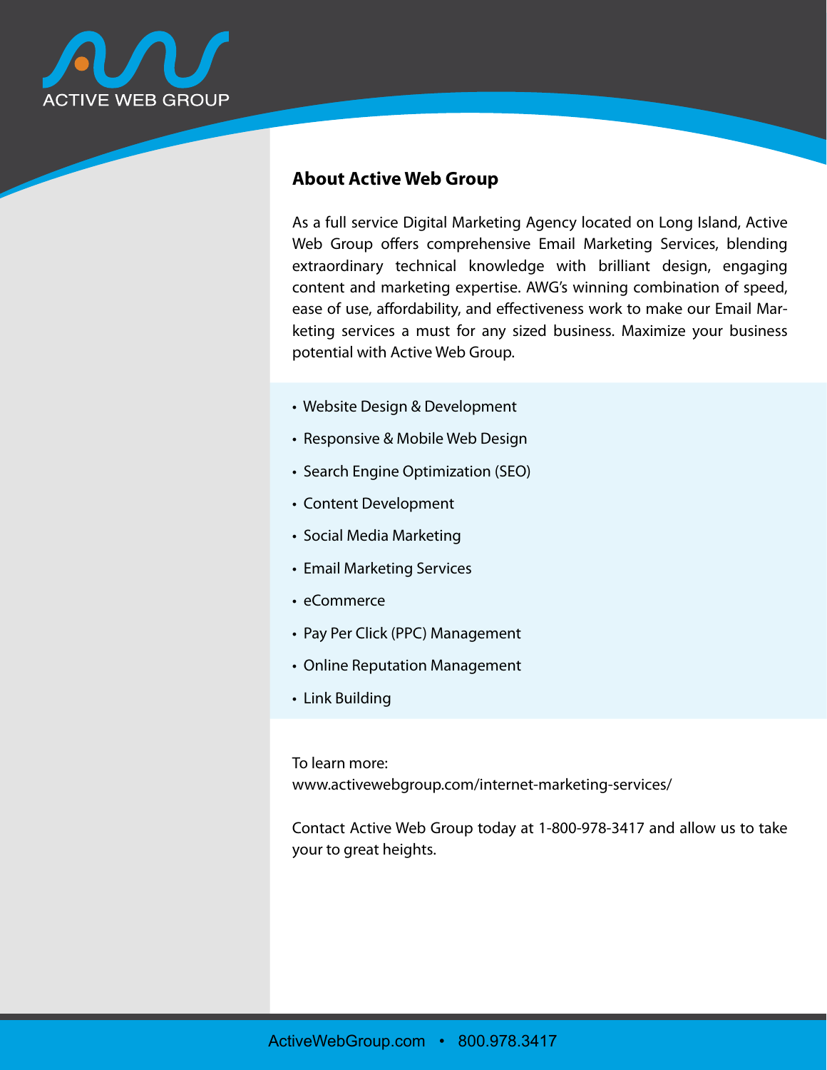ACTIVE WEB GROUP

## About Active Web Group

As a full service Digital Marketing Agency located on Long Island, Active Web Group offers comprehensive Email Marketing Services, blending extraordinary technical knowledge with brilliant design, engaging content and marketing expertise. AWG's winning combination of speed, ease of use, affordability, and effectiveness work to make our Email Marketing services a must for any sized business. Maximize your business potential with Active Web Group.

- Website Design & Development
- Responsive & Mobile Web Design
- Search Engine Optimization (SEO)
- Content Development
- Social Media Marketing
- Email Marketing Services
- eCommerce
- Pay Per Click (PPC) Management
- Online Reputation Management
- Link Building

To learn more:
www.activewebgroup.com/internet-marketing-services/

Contact Active Web Group today at 1-800-978-3417 and allow us to take your to great heights.

ActiveWebGroup.com • 800.978.3417